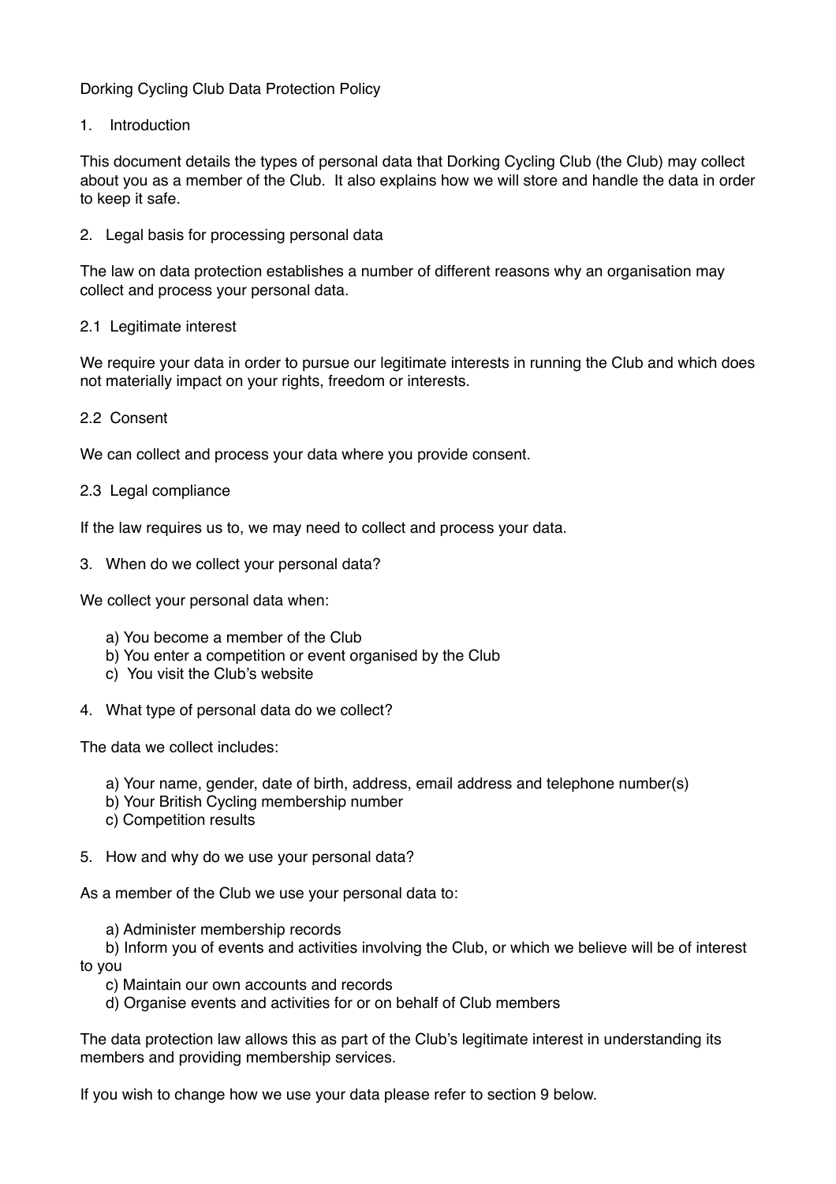# Dorking Cycling Club Data Protection Policy

## 1. Introduction

This document details the types of personal data that Dorking Cycling Club (the Club) may collect about you as a member of the Club. It also explains how we will store and handle the data in order to keep it safe.

## 2. Legal basis for processing personal data

The law on data protection establishes a number of different reasons why an organisation may collect and process your personal data.

### 2.1 Legitimate interest

We require your data in order to pursue our legitimate interests in running the Club and which does not materially impact on your rights, freedom or interests.

### 2.2 Consent

We can collect and process your data where you provide consent.

### 2.3 Legal compliance

If the law requires us to, we may need to collect and process your data.

## 3. When do we collect your personal data?

We collect your personal data when:

a) You become a member of the Club
b) You enter a competition or event organised by the Club
c) You visit the Club's website

## 4. What type of personal data do we collect?

The data we collect includes:

a) Your name, gender, date of birth, address, email address and telephone number(s)
b) Your British Cycling membership number
c) Competition results

## 5. How and why do we use your personal data?

As a member of the Club we use your personal data to:

a) Administer membership records
b) Inform you of events and activities involving the Club, or which we believe will be of interest to you
c) Maintain our own accounts and records
d) Organise events and activities for or on behalf of Club members

The data protection law allows this as part of the Club's legitimate interest in understanding its members and providing membership services.

If you wish to change how we use your data please refer to section 9 below.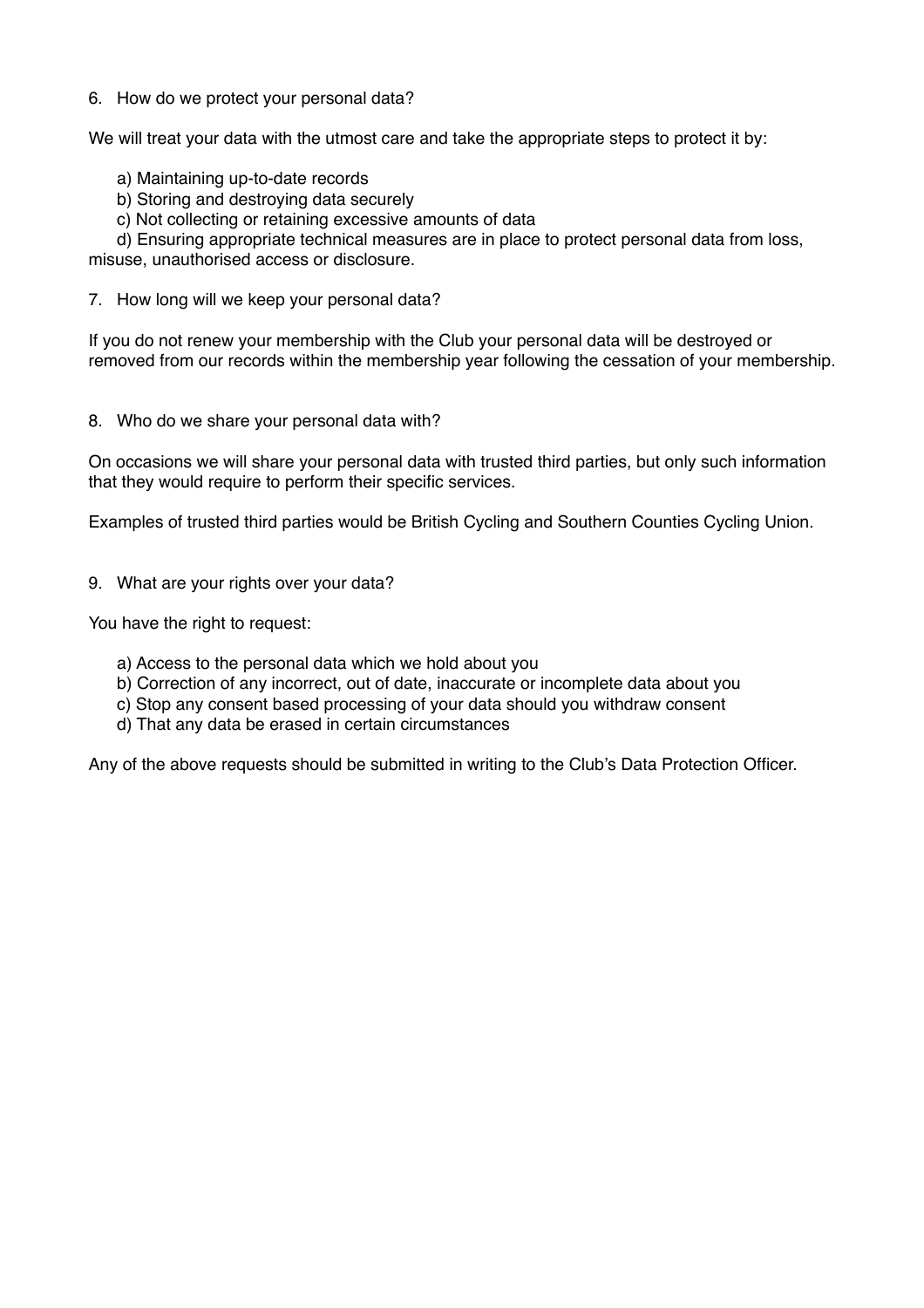## 6. How do we protect your personal data?

We will treat your data with the utmost care and take the appropriate steps to protect it by:

a) Maintaining up-to-date records
b) Storing and destroying data securely
c) Not collecting or retaining excessive amounts of data
d) Ensuring appropriate technical measures are in place to protect personal data from loss, misuse, unauthorised access or disclosure.

## 7. How long will we keep your personal data?

If you do not renew your membership with the Club your personal data will be destroyed or removed from our records within the membership year following the cessation of your membership.

## 8. Who do we share your personal data with?

On occasions we will share your personal data with trusted third parties, but only such information that they would require to perform their specific services.

Examples of trusted third parties would be British Cycling and Southern Counties Cycling Union.

## 9. What are your rights over your data?

You have the right to request:

a) Access to the personal data which we hold about you
b) Correction of any incorrect, out of date, inaccurate or incomplete data about you
c) Stop any consent based processing of your data should you withdraw consent
d) That any data be erased in certain circumstances

Any of the above requests should be submitted in writing to the Club's Data Protection Officer.